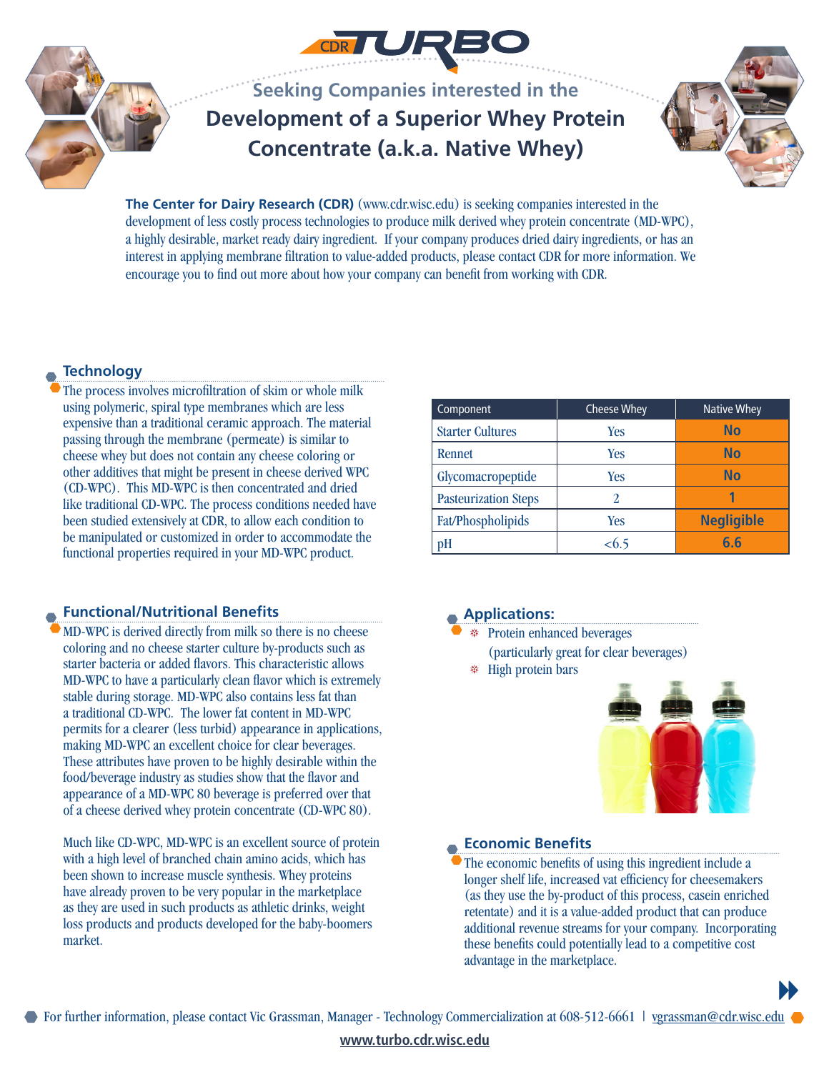# CDR TURBO

## Seeking Companies interested in the

# Development of a Superior Whey Protein Concentrate (a.k.a. Native Whey)

**The Center for Dairy Research (CDR)** (www.cdr.wisc.edu) is seeking companies interested in the development of less costly process technologies to produce milk derived whey protein concentrate (MD-WPC), a highly desirable, market ready dairy ingredient. If your company produces dried dairy ingredients, or has an interest in applying membrane filtration to value-added products, please contact CDR for more information. We encourage you to find out more about how your company can benefit from working with CDR.

## Technology

The process involves microfiltration of skim or whole milk using polymeric, spiral type membranes which are less expensive than a traditional ceramic approach. The material passing through the membrane (permeate) is similar to cheese whey but does not contain any cheese coloring or other additives that might be present in cheese derived WPC (CD-WPC). This MD-WPC is then concentrated and dried like traditional CD-WPC. The process conditions needed have been studied extensively at CDR, to allow each condition to be manipulated or customized in order to accommodate the functional properties required in your MD-WPC product.

| Component | Cheese Whey | Native Whey |
|---|---|---|
| Starter Cultures | Yes | **No** |
| Rennet | Yes | **No** |
| Glycomacropeptide | Yes | **No** |
| Pasteurization Steps | 2 | **1** |
| Fat/Phospholipids | Yes | **Negligible** |
| pH | <6.5 | **6.6** |

## Functional/Nutritional Benefits

MD-WPC is derived directly from milk so there is no cheese coloring and no cheese starter culture by-products such as starter bacteria or added flavors. This characteristic allows MD-WPC to have a particularly clean flavor which is extremely stable during storage. MD-WPC also contains less fat than a traditional CD-WPC. The lower fat content in MD-WPC permits for a clearer (less turbid) appearance in applications, making MD-WPC an excellent choice for clear beverages. These attributes have proven to be highly desirable within the food/beverage industry as studies show that the flavor and appearance of a MD-WPC 80 beverage is preferred over that of a cheese derived whey protein concentrate (CD-WPC 80).

Much like CD-WPC, MD-WPC is an excellent source of protein with a high level of branched chain amino acids, which has been shown to increase muscle synthesis. Whey proteins have already proven to be very popular in the marketplace as they are used in such products as athletic drinks, weight loss products and products developed for the baby-boomers market.

## Applications:

- Protein enhanced beverages (particularly great for clear beverages)
- High protein bars

## Economic Benefits

The economic benefits of using this ingredient include a longer shelf life, increased vat efficiency for cheesemakers (as they use the by-product of this process, casein enriched retentate) and it is a value-added product that can produce additional revenue streams for your company. Incorporating these benefits could potentially lead to a competitive cost advantage in the marketplace.

For further information, please contact Vic Grassman, Manager - Technology Commercialization at 608-512-6661 | vgrassman@cdr.wisc.edu

**www.turbo.cdr.wisc.edu**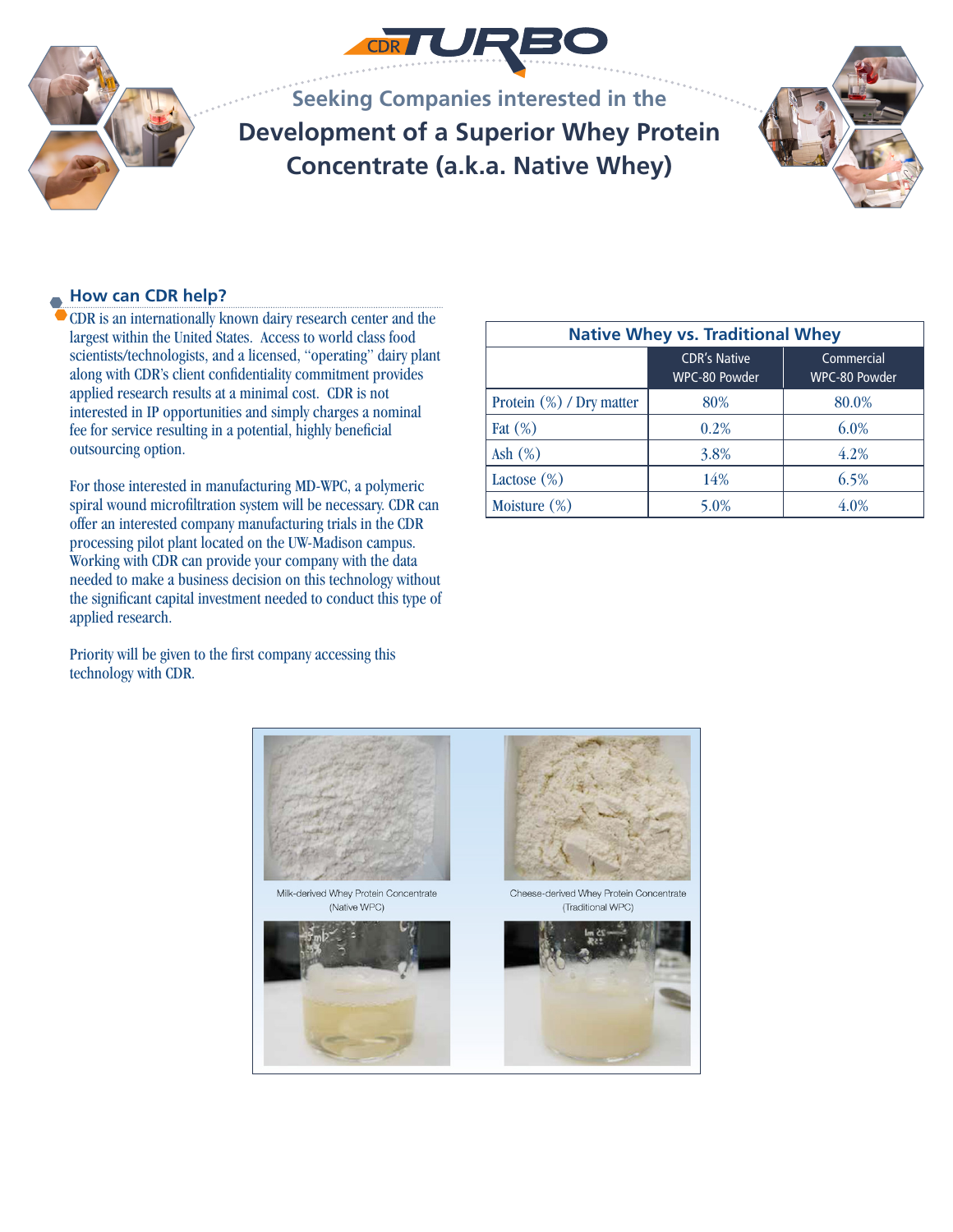# Seeking Companies interested in the Development of a Superior Whey Protein Concentrate (a.k.a. Native Whey)

## How can CDR help?

CDR is an internationally known dairy research center and the largest within the United States. Access to world class food scientists/technologists, and a licensed, "operating" dairy plant along with CDR's client confidentiality commitment provides applied research results at a minimal cost. CDR is not interested in IP opportunities and simply charges a nominal fee for service resulting in a potential, highly beneficial outsourcing option.

For those interested in manufacturing MD-WPC, a polymeric spiral wound microfiltration system will be necessary. CDR can offer an interested company manufacturing trials in the CDR processing pilot plant located on the UW-Madison campus. Working with CDR can provide your company with the data needed to make a business decision on this technology without the significant capital investment needed to conduct this type of applied research.

Priority will be given to the first company accessing this technology with CDR.

**Native Whey vs. Traditional Whey**

| | CDR's Native WPC-80 Powder | Commercial WPC-80 Powder |
|---|---|---|
| Protein (%) / Dry matter | 80% | 80.0% |
| Fat (%) | 0.2% | 6.0% |
| Ash (%) | 3.8% | 4.2% |
| Lactose (%) | 14% | 6.5% |
| Moisture (%) | 5.0% | 4.0% |

Milk-derived Whey Protein Concentrate (Native WPC)

Cheese-derived Whey Protein Concentrate (Traditional WPC)